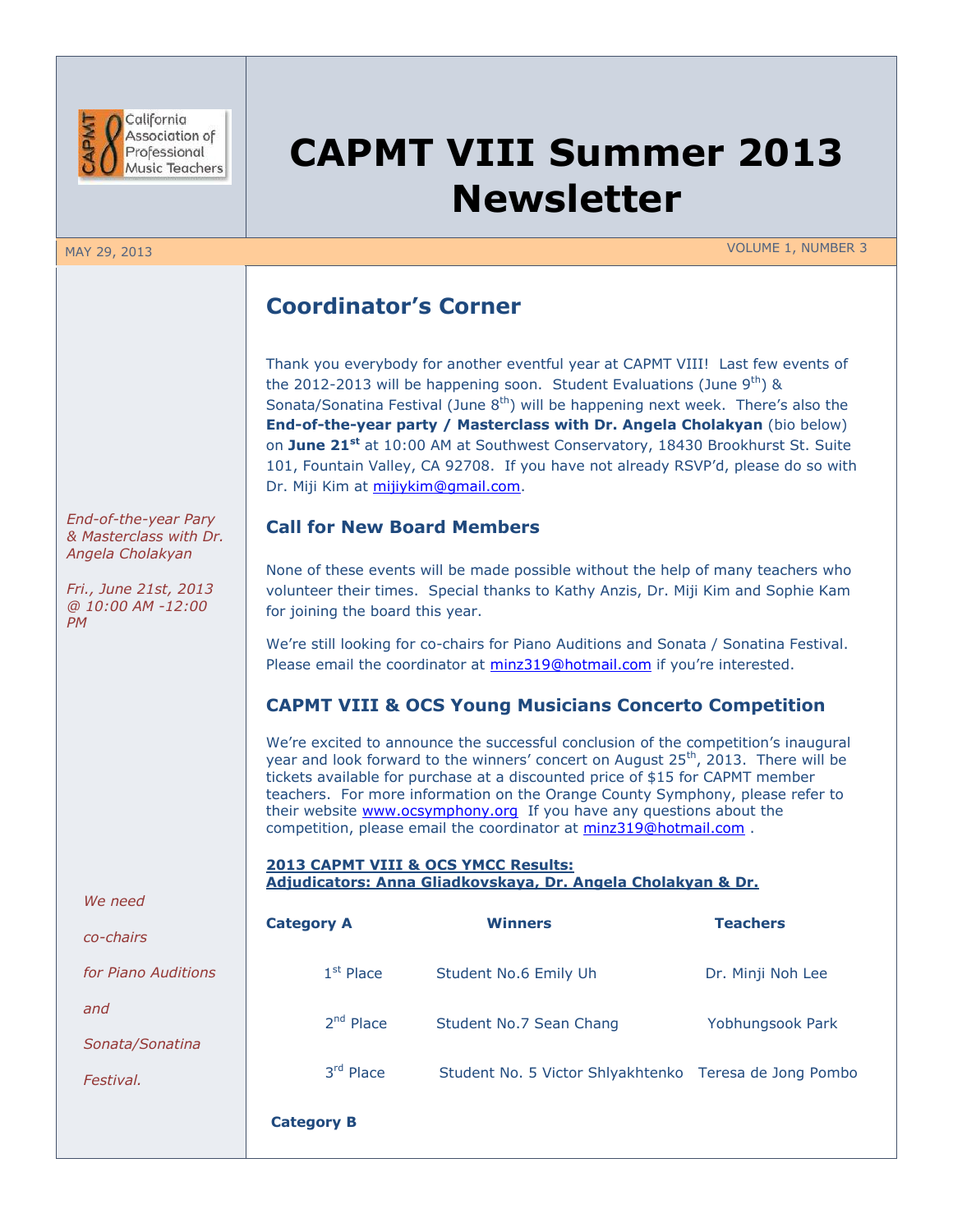# CAPMT VIII Summer 2013 Newsletter

MAY 29, 2013 VOLUME 1, NUMBER 3

## Coordinator's Corner

Thank you everybody for another eventful year at CAPMT VIII! Last few events of the 2012-2013 will be happening soon. Student Evaluations (June 9th) & Sonata/Sonatina Festival (June 8th) will be happening next week. There's also the **End-of-the-year party / Masterclass with Dr. Angela Cholakyan** (bio below) on **June 21st** at 10:00 AM at Southwest Conservatory, 18430 Brookhurst St. Suite 101, Fountain Valley, CA 92708. If you have not already RSVP'd, please do so with Dr. Miji Kim at mijiykim@gmail.com.

*End-of-the-year Pary & Masterclass with Dr. Angela Cholakyan*

*Fri., June 21st, 2013 @ 10:00 AM -12:00 PM*

## Call for New Board Members

None of these events will be made possible without the help of many teachers who volunteer their times. Special thanks to Kathy Anzis, Dr. Miji Kim and Sophie Kam for joining the board this year.

We're still looking for co-chairs for Piano Auditions and Sonata / Sonatina Festival. Please email the coordinator at minz319@hotmail.com if you're interested.

*We need co-chairs for Piano Auditions and Sonata/Sonatina Festival.*

## CAPMT VIII & OCS Young Musicians Concerto Competition

We're excited to announce the successful conclusion of the competition's inaugural year and look forward to the winners' concert on August 25th, 2013. There will be tickets available for purchase at a discounted price of $15 for CAPMT member teachers. For more information on the Orange County Symphony, please refer to their website www.ocsymphony.org If you have any questions about the competition, please email the coordinator at minz319@hotmail.com .

**2013 CAPMT VIII & OCS YMCC Results:**
**Adjudicators: Anna Gliadkovskaya, Dr. Angela Cholakyan & Dr.**

| Category A | Winners | Teachers |
|---|---|---|
| 1st Place | Student No.6 Emily Uh | Dr. Minji Noh Lee |
| 2nd Place | Student No.7 Sean Chang | Yobhungsook Park |
| 3rd Place | Student No. 5 Victor Shlyakhtenko | Teresa de Jong Pombo |

**Category B**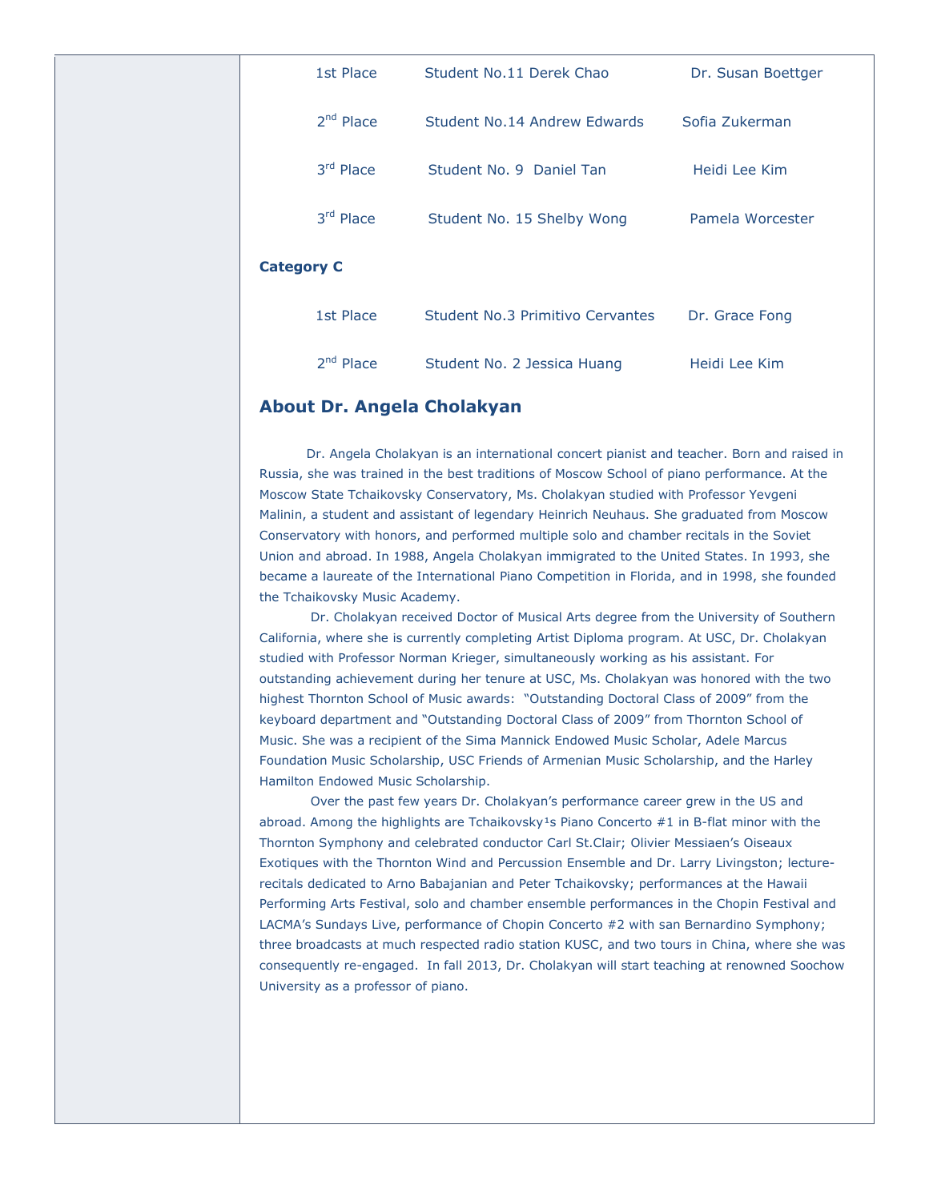| | | |
|---|---|---|
| 1st Place | Student No.11 Derek Chao | Dr. Susan Boettger |
| 2nd Place | Student No.14 Andrew Edwards | Sofia Zukerman |
| 3rd Place | Student No. 9 Daniel Tan | Heidi Lee Kim |
| 3rd Place | Student No. 15 Shelby Wong | Pamela Worcester |

**Category C**

| | | |
|---|---|---|
| 1st Place | Student No.3 Primitivo Cervantes | Dr. Grace Fong |
| 2nd Place | Student No. 2 Jessica Huang | Heidi Lee Kim |

## About Dr. Angela Cholakyan

Dr. Angela Cholakyan is an international concert pianist and teacher. Born and raised in Russia, she was trained in the best traditions of Moscow School of piano performance. At the Moscow State Tchaikovsky Conservatory, Ms. Cholakyan studied with Professor Yevgeni Malinin, a student and assistant of legendary Heinrich Neuhaus. She graduated from Moscow Conservatory with honors, and performed multiple solo and chamber recitals in the Soviet Union and abroad. In 1988, Angela Cholakyan immigrated to the United States. In 1993, she became a laureate of the International Piano Competition in Florida, and in 1998, she founded the Tchaikovsky Music Academy.

Dr. Cholakyan received Doctor of Musical Arts degree from the University of Southern California, where she is currently completing Artist Diploma program. At USC, Dr. Cholakyan studied with Professor Norman Krieger, simultaneously working as his assistant. For outstanding achievement during her tenure at USC, Ms. Cholakyan was honored with the two highest Thornton School of Music awards: "Outstanding Doctoral Class of 2009" from the keyboard department and "Outstanding Doctoral Class of 2009" from Thornton School of Music. She was a recipient of the Sima Mannick Endowed Music Scholar, Adele Marcus Foundation Music Scholarship, USC Friends of Armenian Music Scholarship, and the Harley Hamilton Endowed Music Scholarship.

Over the past few years Dr. Cholakyan's performance career grew in the US and abroad. Among the highlights are Tchaikovsky¹s Piano Concerto #1 in B-flat minor with the Thornton Symphony and celebrated conductor Carl St.Clair; Olivier Messiaen's Oiseaux Exotiques with the Thornton Wind and Percussion Ensemble and Dr. Larry Livingston; lecture-recitals dedicated to Arno Babajanian and Peter Tchaikovsky; performances at the Hawaii Performing Arts Festival, solo and chamber ensemble performances in the Chopin Festival and LACMA's Sundays Live, performance of Chopin Concerto #2 with san Bernardino Symphony; three broadcasts at much respected radio station KUSC, and two tours in China, where she was consequently re-engaged. In fall 2013, Dr. Cholakyan will start teaching at renowned Soochow University as a professor of piano.